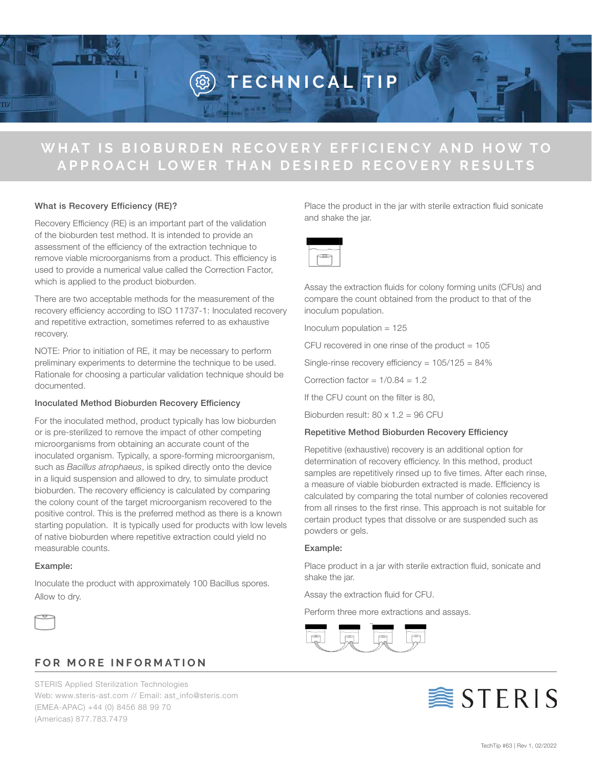# TECHNICAL TIP

## WHAT IS BIOBURDEN RECOVERY EFFICIENCY AND HOW TO APPROACH LOWER THAN DESIRED RECOVERY RESULTS

### What is Recovery Efficiency (RE)?

Recovery Efficiency (RE) is an important part of the validation of the bioburden test method. It is intended to provide an assessment of the efficiency of the extraction technique to remove viable microorganisms from a product. This efficiency is used to provide a numerical value called the Correction Factor, which is applied to the product bioburden.

There are two acceptable methods for the measurement of the recovery efficiency according to ISO 11737-1: Inoculated recovery and repetitive extraction, sometimes referred to as exhaustive recovery.

NOTE: Prior to initiation of RE, it may be necessary to perform preliminary experiments to determine the technique to be used. Rationale for choosing a particular validation technique should be documented.

### Inoculated Method Bioburden Recovery Efficiency

For the inoculated method, product typically has low bioburden or is pre-sterilized to remove the impact of other competing microorganisms from obtaining an accurate count of the inoculated organism. Typically, a spore-forming microorganism, such as *Bacillus atrophaeus*, is spiked directly onto the device in a liquid suspension and allowed to dry, to simulate product bioburden. The recovery efficiency is calculated by comparing the colony count of the target microorganism recovered to the positive control. This is the preferred method as there is a known starting population. It is typically used for products with low levels of native bioburden where repetitive extraction could yield no measurable counts.

**Example:**

Inoculate the product with approximately 100 Bacillus spores. Allow to dry.

Place the product in the jar with sterile extraction fluid sonicate and shake the jar.

Assay the extraction fluids for colony forming units (CFUs) and compare the count obtained from the product to that of the inoculum population.

Inoculum population = 125

CFU recovered in one rinse of the product = 105

Single-rinse recovery efficiency = 105/125 = 84%

Correction factor = 1/0.84 = 1.2

If the CFU count on the filter is 80,

Bioburden result: 80 x 1.2 = 96 CFU

### Repetitive Method Bioburden Recovery Efficiency

Repetitive (exhaustive) recovery is an additional option for determination of recovery efficiency. In this method, product samples are repetitively rinsed up to five times. After each rinse, a measure of viable bioburden extracted is made. Efficiency is calculated by comparing the total number of colonies recovered from all rinses to the first rinse. This approach is not suitable for certain product types that dissolve or are suspended such as powders or gels.

**Example:**

Place product in a jar with sterile extraction fluid, sonicate and shake the jar.

Assay the extraction fluid for CFU.

Perform three more extractions and assays.

## FOR MORE INFORMATION

STERIS Applied Sterilization Technologies
Web: www.steris-ast.com // Email: ast_info@steris.com
(EMEA-APAC) +44 (0) 8456 88 99 70
(Americas) 877.783.7479

STERIS

TechTip #63 | Rev 1, 02/2022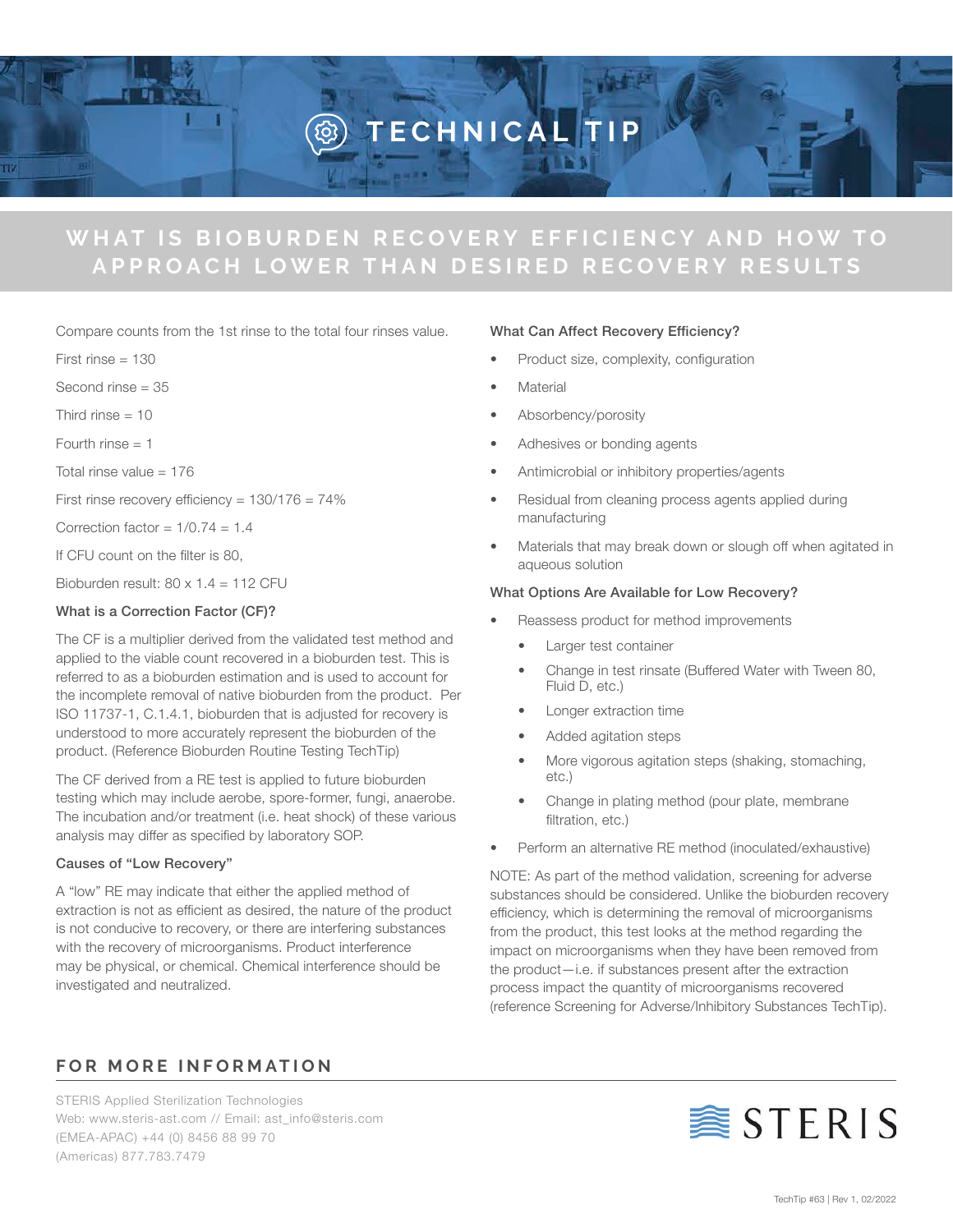# TECHNICAL TIP

## WHAT IS BIOBURDEN RECOVERY EFFICIENCY AND HOW TO APPROACH LOWER THAN DESIRED RECOVERY RESULTS

Compare counts from the 1st rinse to the total four rinses value.

First rinse = 130

Second rinse = 35

Third rinse = 10

Fourth rinse = 1

Total rinse value = 176

First rinse recovery efficiency = 130/176 = 74%

Correction factor = 1/0.74 = 1.4

If CFU count on the filter is 80,

Bioburden result: 80 x 1.4 = 112 CFU

### What is a Correction Factor (CF)?

The CF is a multiplier derived from the validated test method and applied to the viable count recovered in a bioburden test. This is referred to as a bioburden estimation and is used to account for the incomplete removal of native bioburden from the product. Per ISO 11737-1, C.1.4.1, bioburden that is adjusted for recovery is understood to more accurately represent the bioburden of the product. (Reference Bioburden Routine Testing TechTip)

The CF derived from a RE test is applied to future bioburden testing which may include aerobe, spore-former, fungi, anaerobe. The incubation and/or treatment (i.e. heat shock) of these various analysis may differ as specified by laboratory SOP.

### Causes of "Low Recovery"

A "low" RE may indicate that either the applied method of extraction is not as efficient as desired, the nature of the product is not conducive to recovery, or there are interfering substances with the recovery of microorganisms. Product interference may be physical, or chemical. Chemical interference should be investigated and neutralized.

### What Can Affect Recovery Efficiency?

- Product size, complexity, configuration
- Material
- Absorbency/porosity
- Adhesives or bonding agents
- Antimicrobial or inhibitory properties/agents
- Residual from cleaning process agents applied during manufacturing
- Materials that may break down or slough off when agitated in aqueous solution

### What Options Are Available for Low Recovery?

- Reassess product for method improvements
  - Larger test container
  - Change in test rinsate (Buffered Water with Tween 80, Fluid D, etc.)
  - Longer extraction time
  - Added agitation steps
  - More vigorous agitation steps (shaking, stomaching, etc.)
  - Change in plating method (pour plate, membrane filtration, etc.)
- Perform an alternative RE method (inoculated/exhaustive)

NOTE: As part of the method validation, screening for adverse substances should be considered. Unlike the bioburden recovery efficiency, which is determining the removal of microorganisms from the product, this test looks at the method regarding the impact on microorganisms when they have been removed from the product—i.e. if substances present after the extraction process impact the quantity of microorganisms recovered (reference Screening for Adverse/Inhibitory Substances TechTip).

## FOR MORE INFORMATION

STERIS Applied Sterilization Technologies
Web: www.steris-ast.com // Email: ast_info@steris.com
(EMEA-APAC) +44 (0) 8456 88 99 70
(Americas) 877.783.7479

STERIS

TechTip #63 | Rev 1, 02/2022